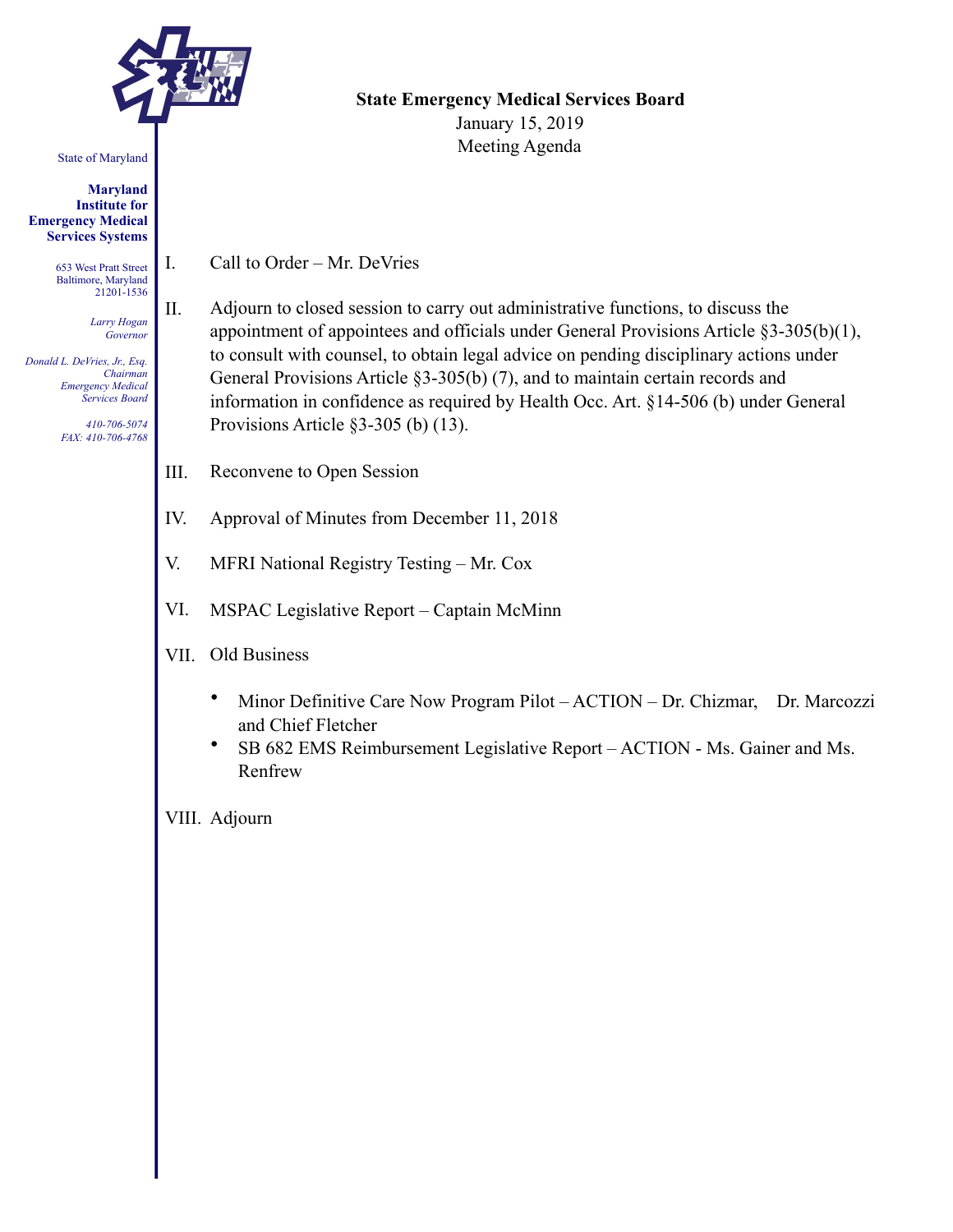State of Maryland

**Maryland Institute for Emergency Medical Services Systems**

653 West Pratt Street
Baltimore, Maryland
21201-1536

*Larry Hogan*
*Governor*

*Donald L. DeVries, Jr., Esq.*
*Chairman*
*Emergency Medical Services Board*

*410-706-5074*
*FAX: 410-706-4768*

**State Emergency Medical Services Board**
January 15, 2019
Meeting Agenda

I. Call to Order – Mr. DeVries

II. Adjourn to closed session to carry out administrative functions, to discuss the appointment of appointees and officials under General Provisions Article §3-305(b)(1), to consult with counsel, to obtain legal advice on pending disciplinary actions under General Provisions Article §3-305(b) (7), and to maintain certain records and information in confidence as required by Health Occ. Art. §14-506 (b) under General Provisions Article §3-305 (b) (13).

III. Reconvene to Open Session

IV. Approval of Minutes from December 11, 2018

V. MFRI National Registry Testing – Mr. Cox

VI. MSPAC Legislative Report – Captain McMinn

VII. Old Business

- Minor Definitive Care Now Program Pilot – ACTION – Dr. Chizmar, Dr. Marcozzi and Chief Fletcher
- SB 682 EMS Reimbursement Legislative Report – ACTION - Ms. Gainer and Ms. Renfrew

VIII. Adjourn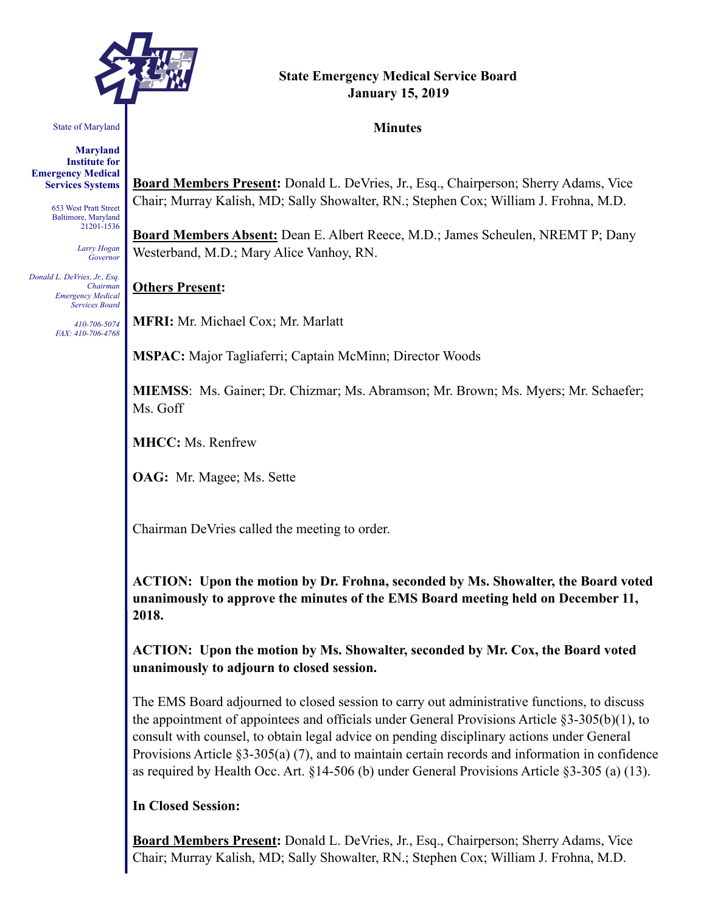# State Emergency Medical Service Board
# January 15, 2019

## Minutes

State of Maryland

**Maryland Institute for Emergency Medical Services Systems**

653 West Pratt Street
Baltimore, Maryland
21201-1536

*Larry Hogan*
*Governor*

*Donald L. DeVries, Jr., Esq.*
*Chairman*
*Emergency Medical Services Board*

*410-706-5074*
*FAX: 410-706-4768*

**Board Members Present:** Donald L. DeVries, Jr., Esq., Chairperson; Sherry Adams, Vice Chair; Murray Kalish, MD; Sally Showalter, RN.; Stephen Cox; William J. Frohna, M.D.

**Board Members Absent:** Dean E. Albert Reece, M.D.; James Scheulen, NREMT P; Dany Westerband, M.D.; Mary Alice Vanhoy, RN.

**Others Present:**

**MFRI:** Mr. Michael Cox; Mr. Marlatt

**MSPAC:** Major Tagliaferri; Captain McMinn; Director Woods

**MIEMSS**: Ms. Gainer; Dr. Chizmar; Ms. Abramson; Mr. Brown; Ms. Myers; Mr. Schaefer; Ms. Goff

**MHCC:** Ms. Renfrew

**OAG:** Mr. Magee; Ms. Sette

Chairman DeVries called the meeting to order.

**ACTION: Upon the motion by Dr. Frohna, seconded by Ms. Showalter, the Board voted unanimously to approve the minutes of the EMS Board meeting held on December 11, 2018.**

**ACTION: Upon the motion by Ms. Showalter, seconded by Mr. Cox, the Board voted unanimously to adjourn to closed session.**

The EMS Board adjourned to closed session to carry out administrative functions, to discuss the appointment of appointees and officials under General Provisions Article §3-305(b)(1), to consult with counsel, to obtain legal advice on pending disciplinary actions under General Provisions Article §3-305(a) (7), and to maintain certain records and information in confidence as required by Health Occ. Art. §14-506 (b) under General Provisions Article §3-305 (a) (13).

**In Closed Session:**

**Board Members Present:** Donald L. DeVries, Jr., Esq., Chairperson; Sherry Adams, Vice Chair; Murray Kalish, MD; Sally Showalter, RN.; Stephen Cox; William J. Frohna, M.D.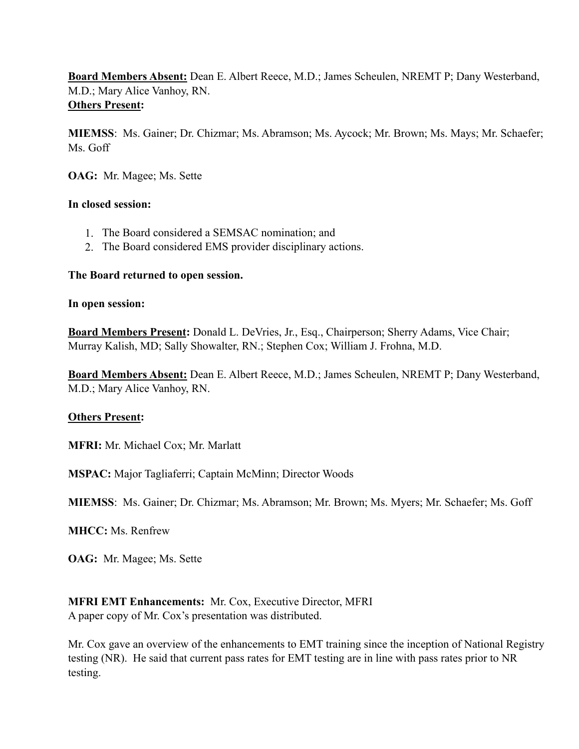**Board Members Absent:** Dean E. Albert Reece, M.D.; James Scheulen, NREMT P; Dany Westerband, M.D.; Mary Alice Vanhoy, RN.

**Others Present:**

**MIEMSS**: Ms. Gainer; Dr. Chizmar; Ms. Abramson; Ms. Aycock; Mr. Brown; Ms. Mays; Mr. Schaefer; Ms. Goff

**OAG:** Mr. Magee; Ms. Sette

**In closed session:**

1. The Board considered a SEMSAC nomination; and
2. The Board considered EMS provider disciplinary actions.

**The Board returned to open session.**

**In open session:**

**Board Members Present:** Donald L. DeVries, Jr., Esq., Chairperson; Sherry Adams, Vice Chair; Murray Kalish, MD; Sally Showalter, RN.; Stephen Cox; William J. Frohna, M.D.

**Board Members Absent:** Dean E. Albert Reece, M.D.; James Scheulen, NREMT P; Dany Westerband, M.D.; Mary Alice Vanhoy, RN.

**Others Present:**

**MFRI:** Mr. Michael Cox; Mr. Marlatt

**MSPAC:** Major Tagliaferri; Captain McMinn; Director Woods

**MIEMSS**: Ms. Gainer; Dr. Chizmar; Ms. Abramson; Mr. Brown; Ms. Myers; Mr. Schaefer; Ms. Goff

**MHCC:** Ms. Renfrew

**OAG:** Mr. Magee; Ms. Sette

**MFRI EMT Enhancements:** Mr. Cox, Executive Director, MFRI
A paper copy of Mr. Cox's presentation was distributed.

Mr. Cox gave an overview of the enhancements to EMT training since the inception of National Registry testing (NR). He said that current pass rates for EMT testing are in line with pass rates prior to NR testing.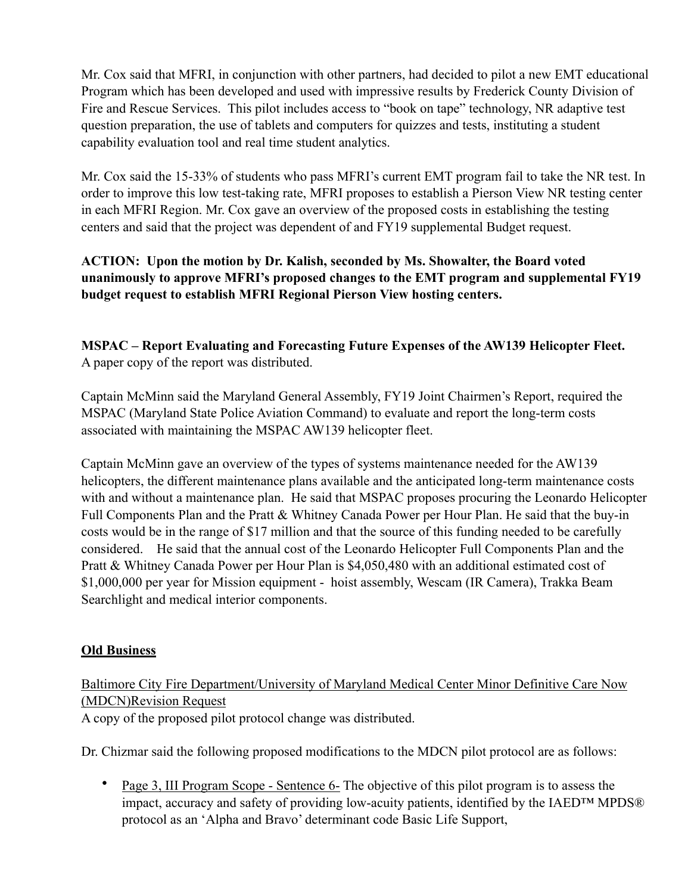Mr. Cox said that MFRI, in conjunction with other partners, had decided to pilot a new EMT educational Program which has been developed and used with impressive results by Frederick County Division of Fire and Rescue Services. This pilot includes access to "book on tape" technology, NR adaptive test question preparation, the use of tablets and computers for quizzes and tests, instituting a student capability evaluation tool and real time student analytics.

Mr. Cox said the 15-33% of students who pass MFRI's current EMT program fail to take the NR test. In order to improve this low test-taking rate, MFRI proposes to establish a Pierson View NR testing center in each MFRI Region. Mr. Cox gave an overview of the proposed costs in establishing the testing centers and said that the project was dependent of and FY19 supplemental Budget request.

**ACTION: Upon the motion by Dr. Kalish, seconded by Ms. Showalter, the Board voted unanimously to approve MFRI's proposed changes to the EMT program and supplemental FY19 budget request to establish MFRI Regional Pierson View hosting centers.**

**MSPAC – Report Evaluating and Forecasting Future Expenses of the AW139 Helicopter Fleet.**
A paper copy of the report was distributed.

Captain McMinn said the Maryland General Assembly, FY19 Joint Chairmen's Report, required the MSPAC (Maryland State Police Aviation Command) to evaluate and report the long-term costs associated with maintaining the MSPAC AW139 helicopter fleet.

Captain McMinn gave an overview of the types of systems maintenance needed for the AW139 helicopters, the different maintenance plans available and the anticipated long-term maintenance costs with and without a maintenance plan. He said that MSPAC proposes procuring the Leonardo Helicopter Full Components Plan and the Pratt & Whitney Canada Power per Hour Plan. He said that the buy-in costs would be in the range of $17 million and that the source of this funding needed to be carefully considered. He said that the annual cost of the Leonardo Helicopter Full Components Plan and the Pratt & Whitney Canada Power per Hour Plan is $4,050,480 with an additional estimated cost of $1,000,000 per year for Mission equipment - hoist assembly, Wescam (IR Camera), Trakka Beam Searchlight and medical interior components.

## Old Business

Baltimore City Fire Department/University of Maryland Medical Center Minor Definitive Care Now (MDCN)Revision Request
A copy of the proposed pilot protocol change was distributed.

Dr. Chizmar said the following proposed modifications to the MDCN pilot protocol are as follows:

- Page 3, III Program Scope - Sentence 6- The objective of this pilot program is to assess the impact, accuracy and safety of providing low-acuity patients, identified by the IAED™ MPDS® protocol as an 'Alpha and Bravo' determinant code Basic Life Support,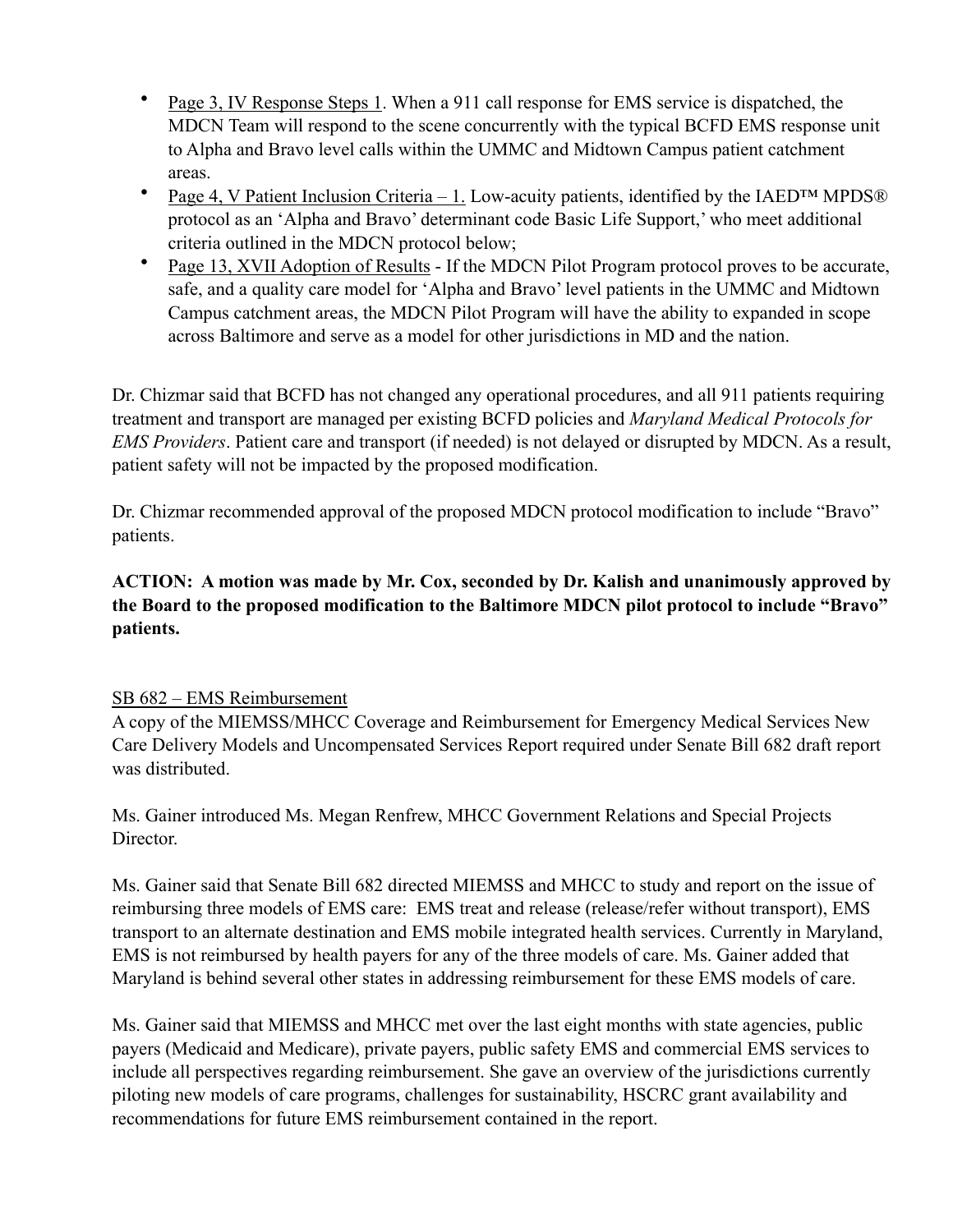- Page 3, IV Response Steps 1. When a 911 call response for EMS service is dispatched, the MDCN Team will respond to the scene concurrently with the typical BCFD EMS response unit to Alpha and Bravo level calls within the UMMC and Midtown Campus patient catchment areas.
- Page 4, V Patient Inclusion Criteria – 1. Low-acuity patients, identified by the IAED™ MPDS® protocol as an 'Alpha and Bravo' determinant code Basic Life Support,' who meet additional criteria outlined in the MDCN protocol below;
- Page 13, XVII Adoption of Results - If the MDCN Pilot Program protocol proves to be accurate, safe, and a quality care model for 'Alpha and Bravo' level patients in the UMMC and Midtown Campus catchment areas, the MDCN Pilot Program will have the ability to expanded in scope across Baltimore and serve as a model for other jurisdictions in MD and the nation.

Dr. Chizmar said that BCFD has not changed any operational procedures, and all 911 patients requiring treatment and transport are managed per existing BCFD policies and *Maryland Medical Protocols for EMS Providers*. Patient care and transport (if needed) is not delayed or disrupted by MDCN. As a result, patient safety will not be impacted by the proposed modification.

Dr. Chizmar recommended approval of the proposed MDCN protocol modification to include "Bravo" patients.

**ACTION: A motion was made by Mr. Cox, seconded by Dr. Kalish and unanimously approved by the Board to the proposed modification to the Baltimore MDCN pilot protocol to include "Bravo" patients.**

SB 682 – EMS Reimbursement

A copy of the MIEMSS/MHCC Coverage and Reimbursement for Emergency Medical Services New Care Delivery Models and Uncompensated Services Report required under Senate Bill 682 draft report was distributed.

Ms. Gainer introduced Ms. Megan Renfrew, MHCC Government Relations and Special Projects Director.

Ms. Gainer said that Senate Bill 682 directed MIEMSS and MHCC to study and report on the issue of reimbursing three models of EMS care: EMS treat and release (release/refer without transport), EMS transport to an alternate destination and EMS mobile integrated health services. Currently in Maryland, EMS is not reimbursed by health payers for any of the three models of care. Ms. Gainer added that Maryland is behind several other states in addressing reimbursement for these EMS models of care.

Ms. Gainer said that MIEMSS and MHCC met over the last eight months with state agencies, public payers (Medicaid and Medicare), private payers, public safety EMS and commercial EMS services to include all perspectives regarding reimbursement. She gave an overview of the jurisdictions currently piloting new models of care programs, challenges for sustainability, HSCRC grant availability and recommendations for future EMS reimbursement contained in the report.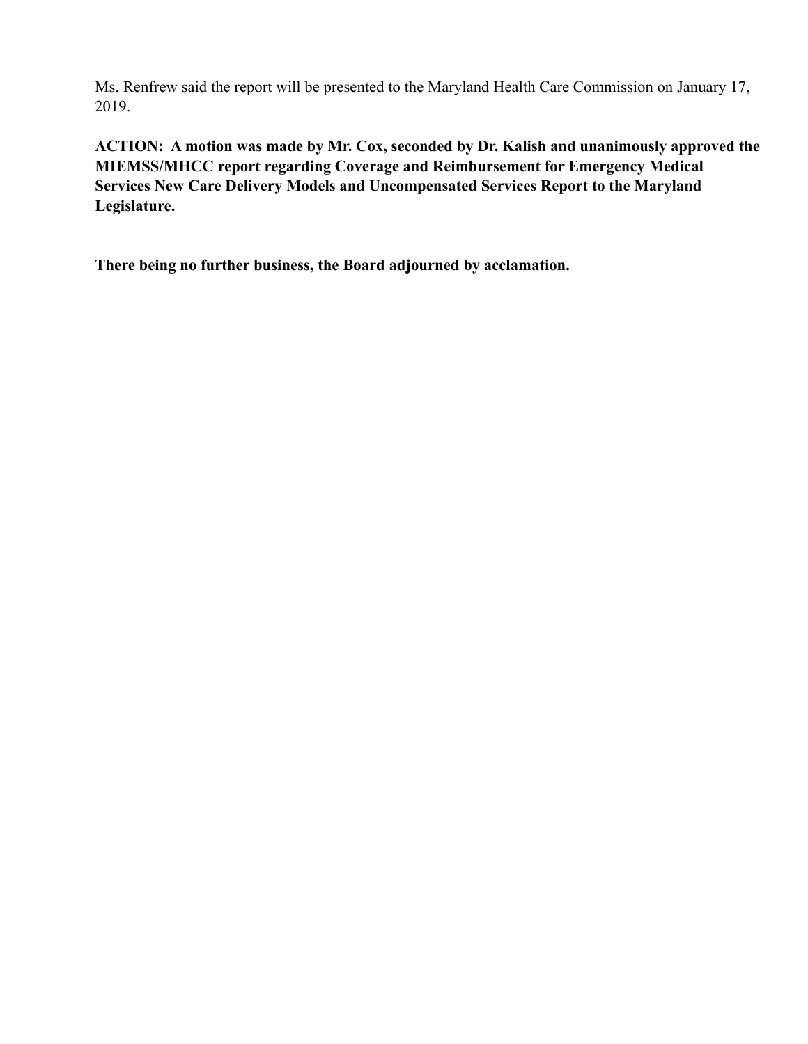Ms. Renfrew said the report will be presented to the Maryland Health Care Commission on January 17, 2019.

**ACTION: A motion was made by Mr. Cox, seconded by Dr. Kalish and unanimously approved the MIEMSS/MHCC report regarding Coverage and Reimbursement for Emergency Medical Services New Care Delivery Models and Uncompensated Services Report to the Maryland Legislature.**

**There being no further business, the Board adjourned by acclamation.**